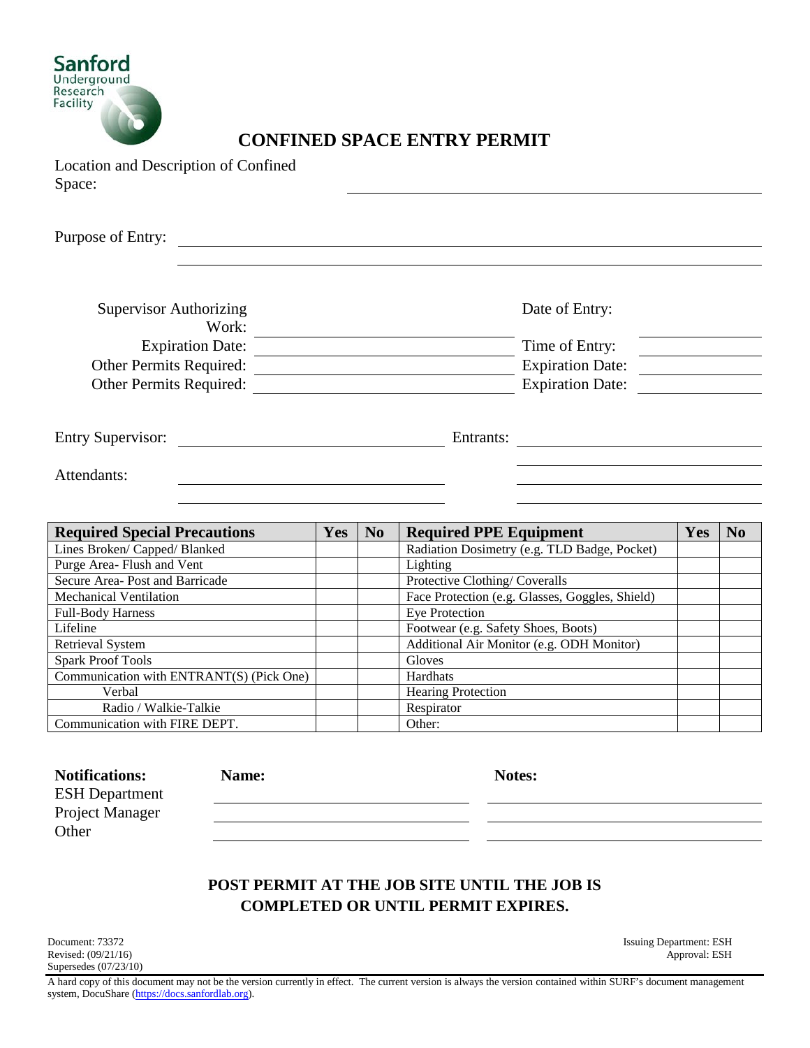Sanford Underground Research Facility

# CONFINED SPACE ENTRY PERMIT

Location and Description of Confined Space: ______________________________

Purpose of Entry: ______________________________

______________________________

Supervisor Authorizing Work: ______________________________ Date of Entry: ______________

Expiration Date: ______________________________ Time of Entry: ______________

Other Permits Required: ______________________________ Expiration Date: ______________

Other Permits Required: ______________________________ Expiration Date: ______________

Entry Supervisor: ______________________________ Entrants: ______________________________

______________________________

Attendants: ______________________________ ______________________________

______________________________ ______________________________

| Required Special Precautions | Yes | No | Required PPE Equipment | Yes | No |
|---|---|---|---|---|---|
| Lines Broken/ Capped/ Blanked | | | Radiation Dosimetry (e.g. TLD Badge, Pocket) | | |
| Purge Area- Flush and Vent | | | Lighting | | |
| Secure Area- Post and Barricade | | | Protective Clothing/ Coveralls | | |
| Mechanical Ventilation | | | Face Protection (e.g. Glasses, Goggles, Shield) | | |
| Full-Body Harness | | | Eye Protection | | |
| Lifeline | | | Footwear (e.g. Safety Shoes, Boots) | | |
| Retrieval System | | | Additional Air Monitor (e.g. ODH Monitor) | | |
| Spark Proof Tools | | | Gloves | | |
| Communication with ENTRANT(S) (Pick One) | | | Hardhats | | |
| Verbal | | | Hearing Protection | | |
| Radio / Walkie-Talkie | | | Respirator | | |
| Communication with FIRE DEPT. | | | Other: | | |

| **Notifications:** | **Name:** | **Notes:** |
|---|---|---|
| ESH Department | | |
| Project Manager | | |
| Other | | |

**POST PERMIT AT THE JOB SITE UNTIL THE JOB IS COMPLETED OR UNTIL PERMIT EXPIRES.**

Document: 73372
Revised: (09/21/16)
Supersedes (07/23/10)

Issuing Department: ESH
Approval: ESH

A hard copy of this document may not be the version currently in effect. The current version is always the version contained within SURF's document management system, DocuShare (https://docs.sanfordlab.org).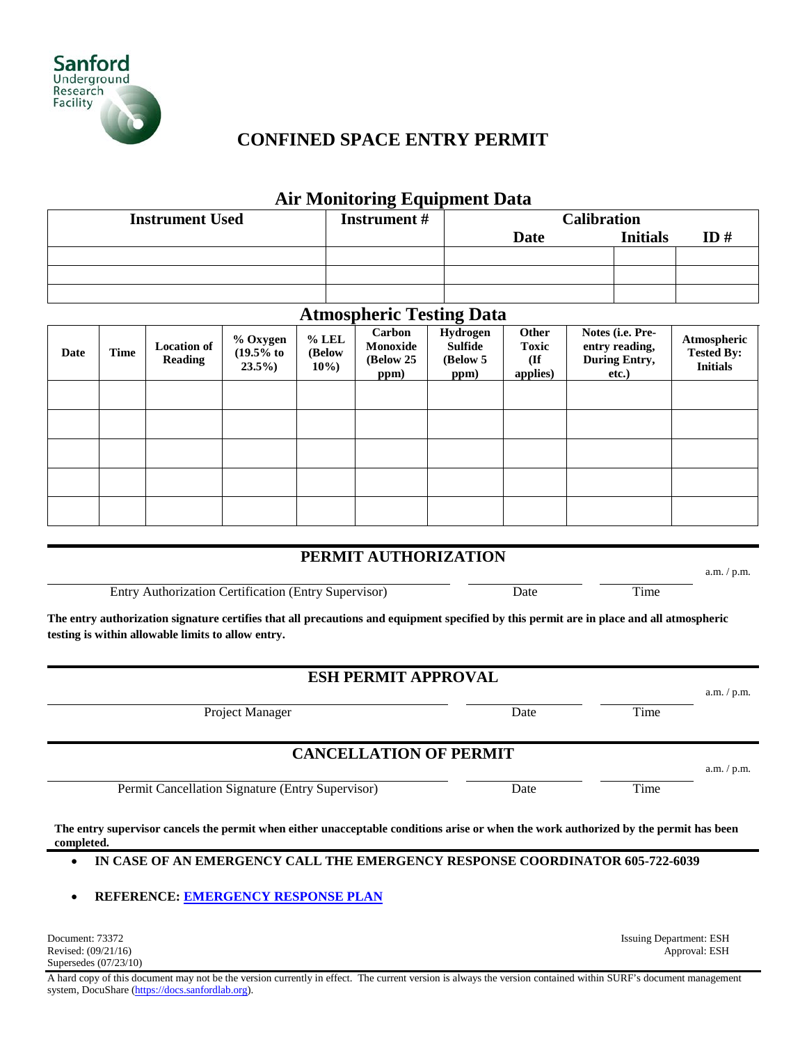# CONFINED SPACE ENTRY PERMIT

## Air Monitoring Equipment Data

| Instrument Used | Instrument # | Calibration | | |
|---|---|---|---|---|
| | | Date | Initials | ID # |
| | | | | |
| | | | | |
| | | | | |

## Atmospheric Testing Data

| Date | Time | Location of Reading | % Oxygen (19.5% to 23.5%) | % LEL (Below 10%) | Carbon Monoxide (Below 25 ppm) | Hydrogen Sulfide (Below 5 ppm) | Other Toxic (If applies) | Notes (i.e. Pre-entry reading, During Entry, etc.) | Atmospheric Tested By: Initials |
|---|---|---|---|---|---|---|---|---|---|
| | | | | | | | | | |
| | | | | | | | | | |
| | | | | | | | | | |
| | | | | | | | | | |
| | | | | | | | | | |

## PERMIT AUTHORIZATION

_______________________________ _____________ _____________ a.m. / p.m.

Entry Authorization Certification (Entry Supervisor) Date Time

**The entry authorization signature certifies that all precautions and equipment specified by this permit are in place and all atmospheric testing is within allowable limits to allow entry.**

## ESH PERMIT APPROVAL

_______________________________ _____________ _____________ a.m. / p.m.

Project Manager Date Time

## CANCELLATION OF PERMIT

_______________________________ _____________ _____________ a.m. / p.m.

Permit Cancellation Signature (Entry Supervisor) Date Time

**The entry supervisor cancels the permit when either unacceptable conditions arise or when the work authorized by the permit has been completed.**

- **IN CASE OF AN EMERGENCY CALL THE EMERGENCY RESPONSE COORDINATOR 605-722-6039**
- **REFERENCE: EMERGENCY RESPONSE PLAN**

Document: 73372
Revised: (09/21/16)
Supersedes (07/23/10)

Issuing Department: ESH
Approval: ESH

A hard copy of this document may not be the version currently in effect. The current version is always the version contained within SURF's document management system, DocuShare (https://docs.sanfordlab.org).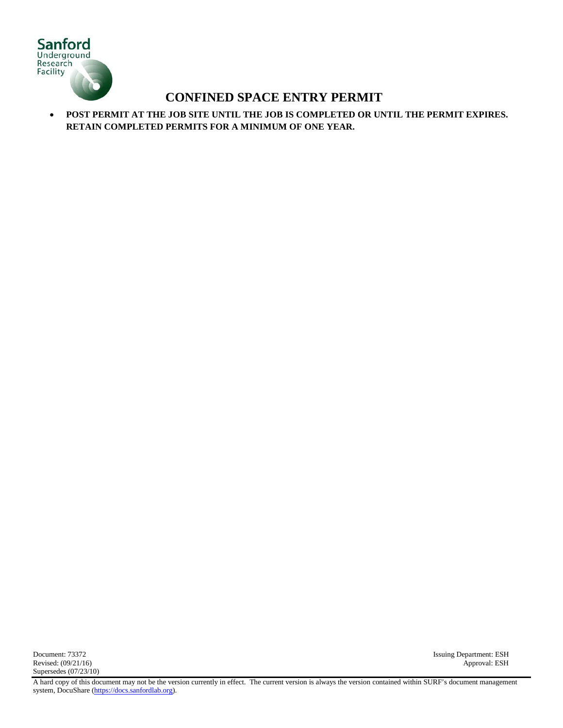# CONFINED SPACE ENTRY PERMIT

- **POST PERMIT AT THE JOB SITE UNTIL THE JOB IS COMPLETED OR UNTIL THE PERMIT EXPIRES. RETAIN COMPLETED PERMITS FOR A MINIMUM OF ONE YEAR.**

Document: 73372
Revised: (09/21/16)
Supersedes (07/23/10)

Issuing Department: ESH
Approval: ESH

A hard copy of this document may not be the version currently in effect. The current version is always the version contained within SURF's document management system, DocuShare (https://docs.sanfordlab.org).